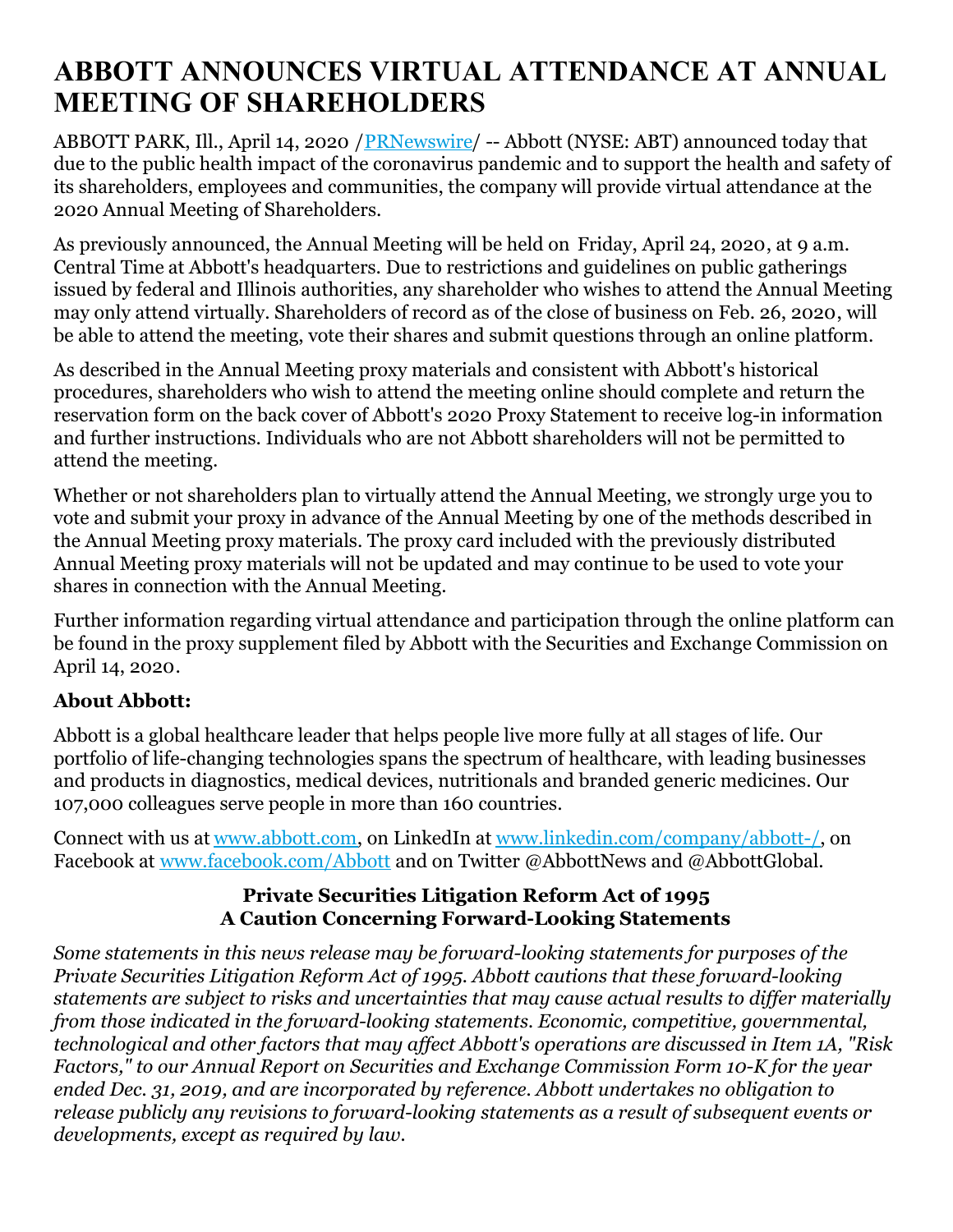# ABBOTT ANNOUNCES VIRTUAL ATTENDANCE AT ANNUAL MEETING OF SHAREHOLDERS

ABBOTT PARK, Ill., April 14, 2020 /PRNewswire/ -- Abbott (NYSE: ABT) announced today that due to the public health impact of the coronavirus pandemic and to support the health and safety of its shareholders, employees and communities, the company will provide virtual attendance at the 2020 Annual Meeting of Shareholders.

As previously announced, the Annual Meeting will be held on Friday, April 24, 2020, at 9 a.m. Central Time at Abbott's headquarters. Due to restrictions and guidelines on public gatherings issued by federal and Illinois authorities, any shareholder who wishes to attend the Annual Meeting may only attend virtually. Shareholders of record as of the close of business on Feb. 26, 2020, will be able to attend the meeting, vote their shares and submit questions through an online platform.

As described in the Annual Meeting proxy materials and consistent with Abbott's historical procedures, shareholders who wish to attend the meeting online should complete and return the reservation form on the back cover of Abbott's 2020 Proxy Statement to receive log-in information and further instructions. Individuals who are not Abbott shareholders will not be permitted to attend the meeting.

Whether or not shareholders plan to virtually attend the Annual Meeting, we strongly urge you to vote and submit your proxy in advance of the Annual Meeting by one of the methods described in the Annual Meeting proxy materials. The proxy card included with the previously distributed Annual Meeting proxy materials will not be updated and may continue to be used to vote your shares in connection with the Annual Meeting.

Further information regarding virtual attendance and participation through the online platform can be found in the proxy supplement filed by Abbott with the Securities and Exchange Commission on April 14, 2020.

### About Abbott:

Abbott is a global healthcare leader that helps people live more fully at all stages of life. Our portfolio of life-changing technologies spans the spectrum of healthcare, with leading businesses and products in diagnostics, medical devices, nutritionals and branded generic medicines. Our 107,000 colleagues serve people in more than 160 countries.

Connect with us at www.abbott.com, on LinkedIn at www.linkedin.com/company/abbott-/, on Facebook at www.facebook.com/Abbott and on Twitter @AbbottNews and @AbbottGlobal.

**Private Securities Litigation Reform Act of 1995**
**A Caution Concerning Forward-Looking Statements**

*Some statements in this news release may be forward-looking statements for purposes of the Private Securities Litigation Reform Act of 1995. Abbott cautions that these forward-looking statements are subject to risks and uncertainties that may cause actual results to differ materially from those indicated in the forward-looking statements. Economic, competitive, governmental, technological and other factors that may affect Abbott's operations are discussed in Item 1A, "Risk Factors," to our Annual Report on Securities and Exchange Commission Form 10-K for the year ended Dec. 31, 2019, and are incorporated by reference. Abbott undertakes no obligation to release publicly any revisions to forward-looking statements as a result of subsequent events or developments, except as required by law.*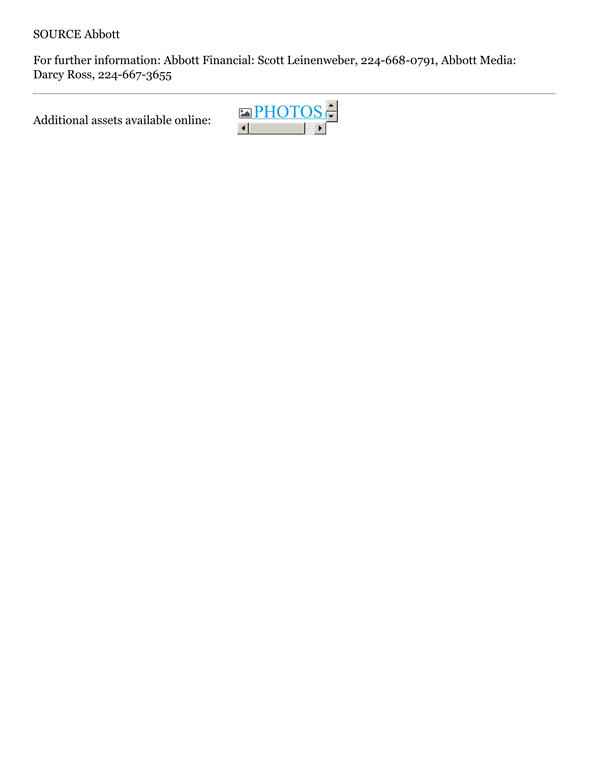SOURCE Abbott

For further information: Abbott Financial: Scott Leinenweber, 224-668-0791, Abbott Media: Darcy Ross, 224-667-3655

---

Additional assets available online: PHOTOS